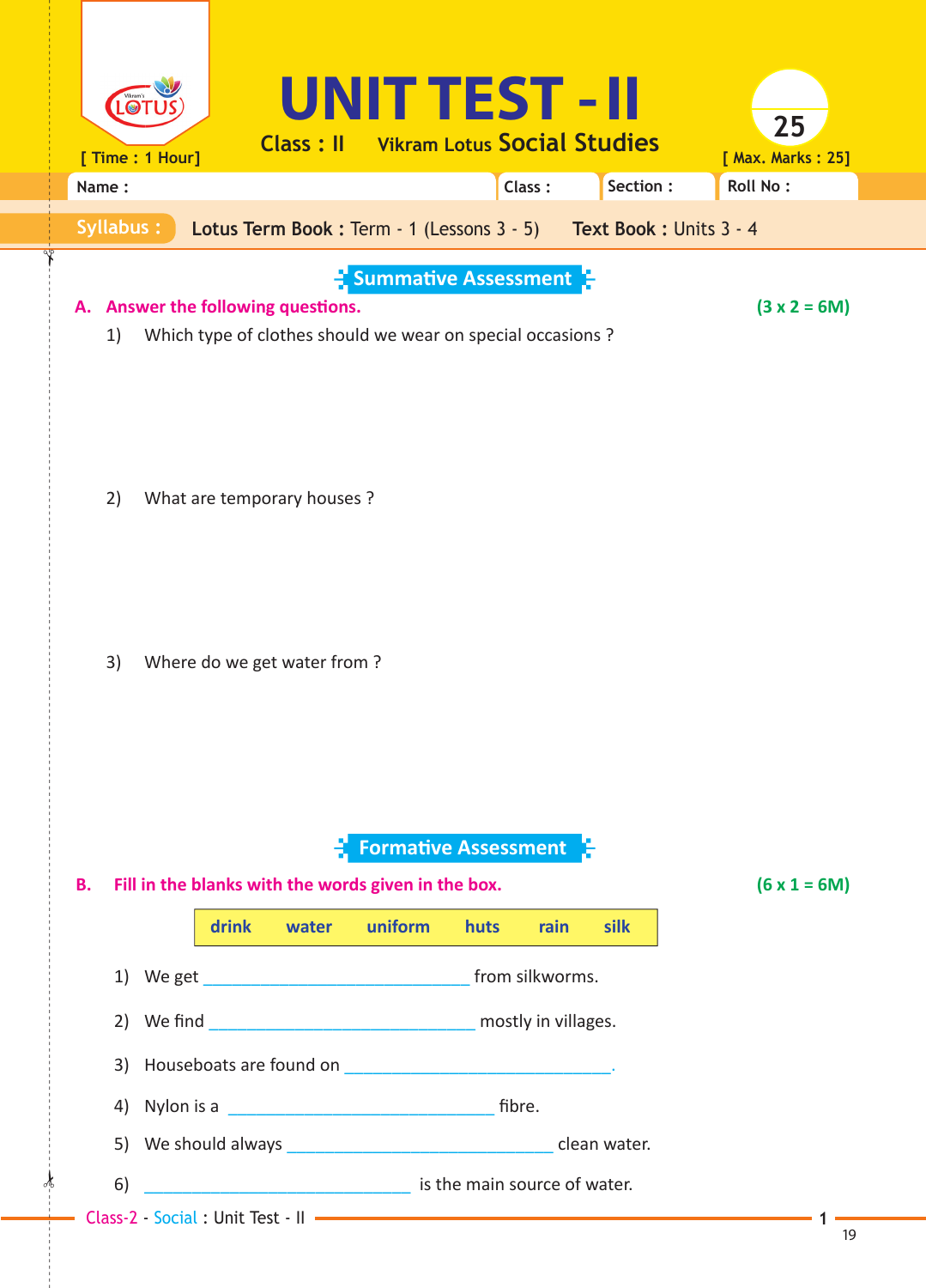# UNIT TEST - II

**Class : II** Vikram Lotus **Social Studies**

[ Time : 1 Hour] [ Max. Marks : 25]

**Name :** **Class :** **Section :** **Roll No :**

**Syllabus :** **Lotus Term Book :** Term - 1 (Lessons 3 - 5) **Text Book :** Units 3 - 4

## Summative Assessment

**A. Answer the following questions.** **(3 x 2 = 6M)**

1) Which type of clothes should we wear on special occasions ?

2) What are temporary houses ?

3) Where do we get water from ?

## Formative Assessment

**B. Fill in the blanks with the words given in the box.** **(6 x 1 = 6M)**

| drink | water | uniform | huts | rain | silk |
|---|---|---|---|---|---|

1) We get ______________________________ from silkworms.

2) We find ______________________________ mostly in villages.

3) Houseboats are found on ______________________________.

4) Nylon is a ______________________________ fibre.

5) We should always ______________________________ clean water.

6) ______________________________ is the main source of water.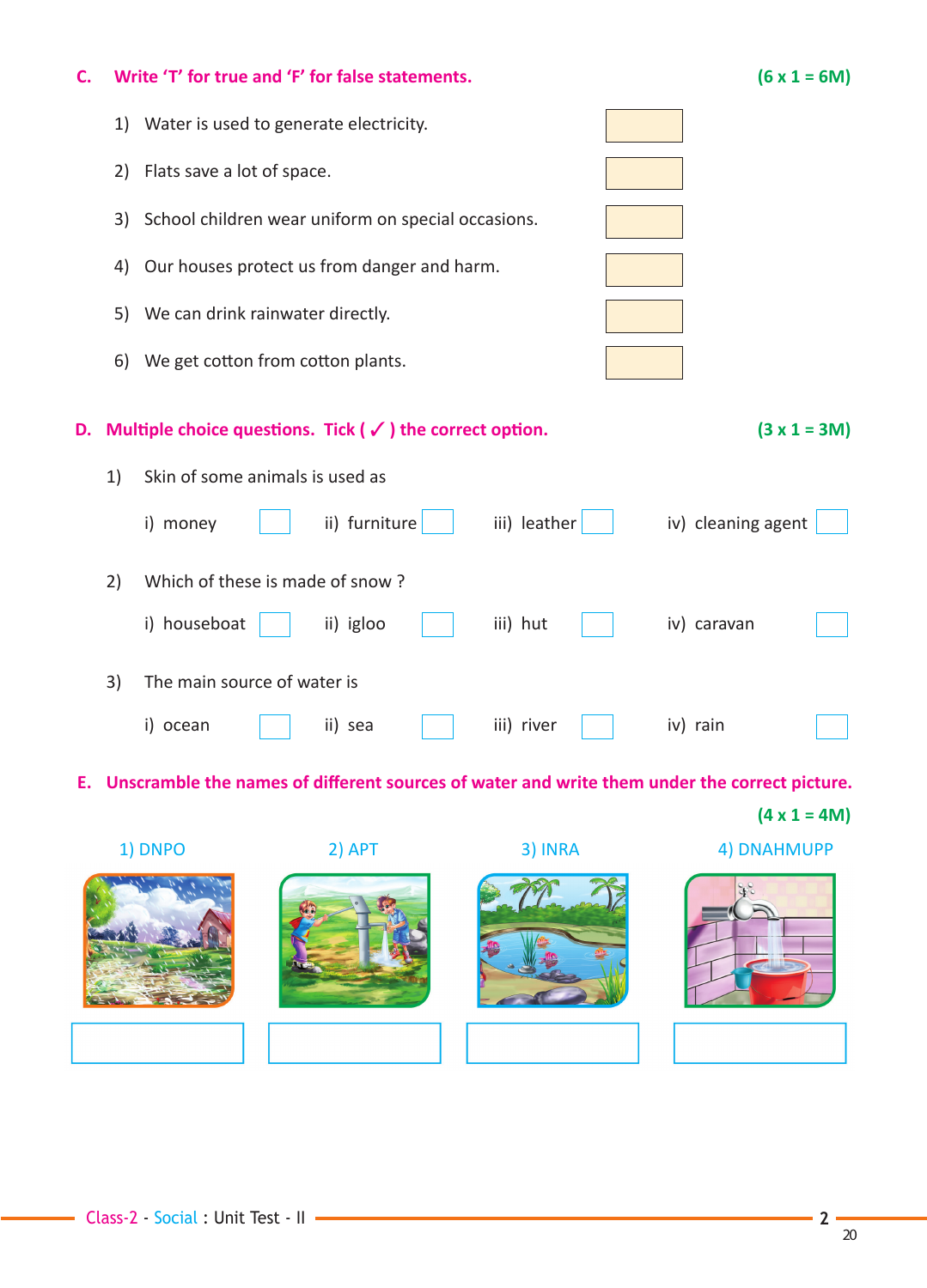**C. Write 'T' for true and 'F' for false statements.** **(6 x 1 = 6M)**

1) Water is used to generate electricity. ☐
2) Flats save a lot of space. ☐
3) School children wear uniform on special occasions. ☐
4) Our houses protect us from danger and harm. ☐
5) We can drink rainwater directly. ☐
6) We get cotton from cotton plants. ☐

**D. Multiple choice questions. Tick ( ✓ ) the correct option.** **(3 x 1 = 3M)**

1) Skin of some animals is used as

   i) money ☐ ii) furniture ☐ iii) leather ☐ iv) cleaning agent ☐

2) Which of these is made of snow ?

   i) houseboat ☐ ii) igloo ☐ iii) hut ☐ iv) caravan ☐

3) The main source of water is

   i) ocean ☐ ii) sea ☐ iii) river ☐ iv) rain ☐

**E. Unscramble the names of different sources of water and write them under the correct picture.** **(4 x 1 = 4M)**

1) DNPO 2) APT 3) INRA 4) DNAHMUPP